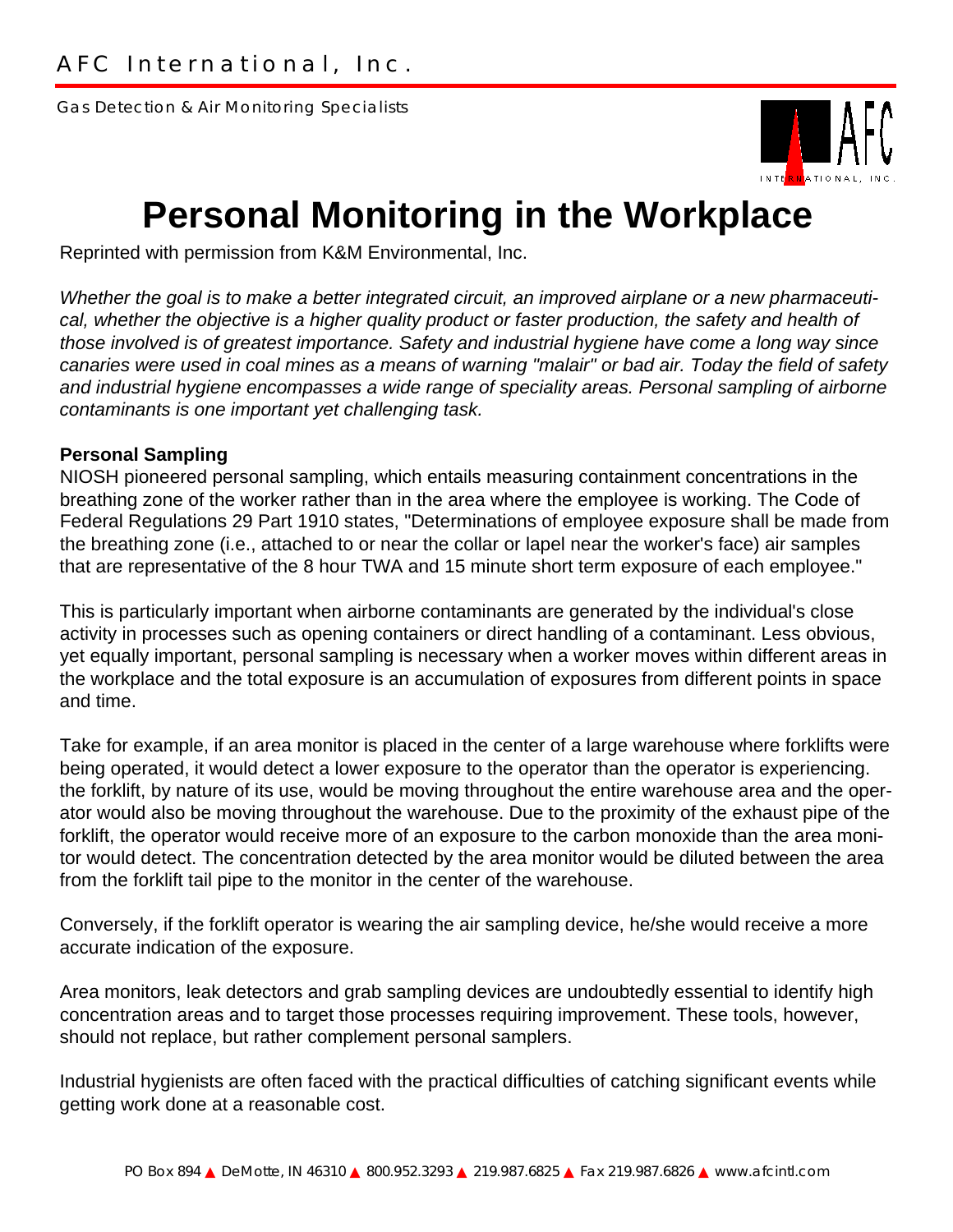AFC International, Inc.

Gas Detection & Air Monitoring Specialists

# Personal Monitoring in the Workplace

Reprinted with permission from K&M Environmental, Inc.

*Whether the goal is to make a better integrated circuit, an improved airplane or a new pharmaceutical, whether the objective is a higher quality product or faster production, the safety and health of those involved is of greatest importance. Safety and industrial hygiene have come a long way since canaries were used in coal mines as a means of warning "malair" or bad air. Today the field of safety and industrial hygiene encompasses a wide range of speciality areas. Personal sampling of airborne contaminants is one important yet challenging task.*

**Personal Sampling**

NIOSH pioneered personal sampling, which entails measuring containment concentrations in the breathing zone of the worker rather than in the area where the employee is working. The Code of Federal Regulations 29 Part 1910 states, "Determinations of employee exposure shall be made from the breathing zone (i.e., attached to or near the collar or lapel near the worker's face) air samples that are representative of the 8 hour TWA and 15 minute short term exposure of each employee."

This is particularly important when airborne contaminants are generated by the individual's close activity in processes such as opening containers or direct handling of a contaminant. Less obvious, yet equally important, personal sampling is necessary when a worker moves within different areas in the workplace and the total exposure is an accumulation of exposures from different points in space and time.

Take for example, if an area monitor is placed in the center of a large warehouse where forklifts were being operated, it would detect a lower exposure to the operator than the operator is experiencing. the forklift, by nature of its use, would be moving throughout the entire warehouse area and the operator would also be moving throughout the warehouse. Due to the proximity of the exhaust pipe of the forklift, the operator would receive more of an exposure to the carbon monoxide than the area monitor would detect. The concentration detected by the area monitor would be diluted between the area from the forklift tail pipe to the monitor in the center of the warehouse.

Conversely, if the forklift operator is wearing the air sampling device, he/she would receive a more accurate indication of the exposure.

Area monitors, leak detectors and grab sampling devices are undoubtedly essential to identify high concentration areas and to target those processes requiring improvement. These tools, however, should not replace, but rather complement personal samplers.

Industrial hygienists are often faced with the practical difficulties of catching significant events while getting work done at a reasonable cost.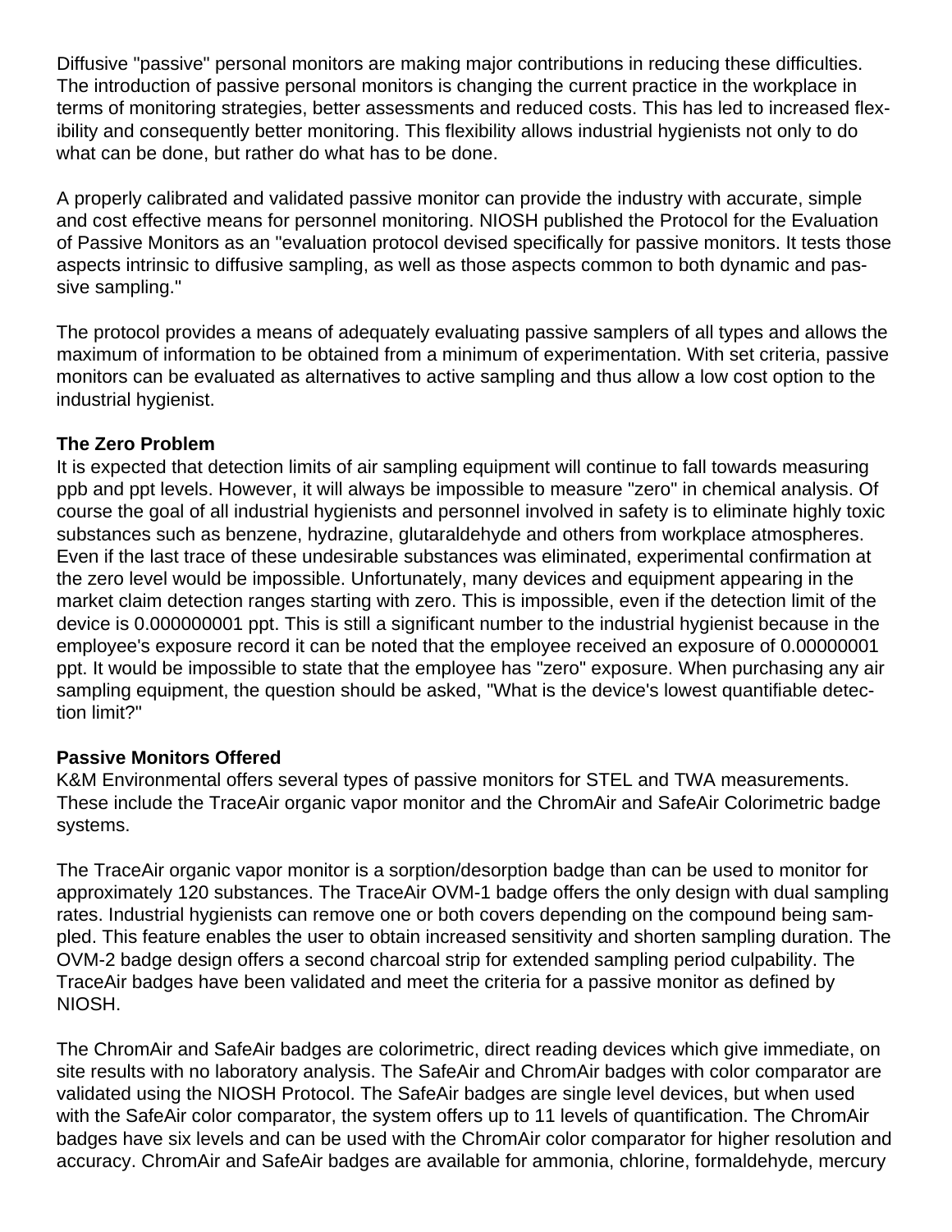Diffusive "passive" personal monitors are making major contributions in reducing these difficulties. The introduction of passive personal monitors is changing the current practice in the workplace in terms of monitoring strategies, better assessments and reduced costs. This has led to increased flexibility and consequently better monitoring. This flexibility allows industrial hygienists not only to do what can be done, but rather do what has to be done.

A properly calibrated and validated passive monitor can provide the industry with accurate, simple and cost effective means for personnel monitoring. NIOSH published the Protocol for the Evaluation of Passive Monitors as an "evaluation protocol devised specifically for passive monitors. It tests those aspects intrinsic to diffusive sampling, as well as those aspects common to both dynamic and passive sampling."

The protocol provides a means of adequately evaluating passive samplers of all types and allows the maximum of information to be obtained from a minimum of experimentation. With set criteria, passive monitors can be evaluated as alternatives to active sampling and thus allow a low cost option to the industrial hygienist.

**The Zero Problem**

It is expected that detection limits of air sampling equipment will continue to fall towards measuring ppb and ppt levels. However, it will always be impossible to measure "zero" in chemical analysis. Of course the goal of all industrial hygienists and personnel involved in safety is to eliminate highly toxic substances such as benzene, hydrazine, glutaraldehyde and others from workplace atmospheres. Even if the last trace of these undesirable substances was eliminated, experimental confirmation at the zero level would be impossible. Unfortunately, many devices and equipment appearing in the market claim detection ranges starting with zero. This is impossible, even if the detection limit of the device is 0.000000001 ppt. This is still a significant number to the industrial hygienist because in the employee's exposure record it can be noted that the employee received an exposure of 0.00000001 ppt. It would be impossible to state that the employee has "zero" exposure. When purchasing any air sampling equipment, the question should be asked, "What is the device's lowest quantifiable detection limit?"

**Passive Monitors Offered**

K&M Environmental offers several types of passive monitors for STEL and TWA measurements. These include the TraceAir organic vapor monitor and the ChromAir and SafeAir Colorimetric badge systems.

The TraceAir organic vapor monitor is a sorption/desorption badge than can be used to monitor for approximately 120 substances. The TraceAir OVM-1 badge offers the only design with dual sampling rates. Industrial hygienists can remove one or both covers depending on the compound being sampled. This feature enables the user to obtain increased sensitivity and shorten sampling duration. The OVM-2 badge design offers a second charcoal strip for extended sampling period culpability. The TraceAir badges have been validated and meet the criteria for a passive monitor as defined by NIOSH.

The ChromAir and SafeAir badges are colorimetric, direct reading devices which give immediate, on site results with no laboratory analysis. The SafeAir and ChromAir badges with color comparator are validated using the NIOSH Protocol. The SafeAir badges are single level devices, but when used with the SafeAir color comparator, the system offers up to 11 levels of quantification. The ChromAir badges have six levels and can be used with the ChromAir color comparator for higher resolution and accuracy. ChromAir and SafeAir badges are available for ammonia, chlorine, formaldehyde, mercury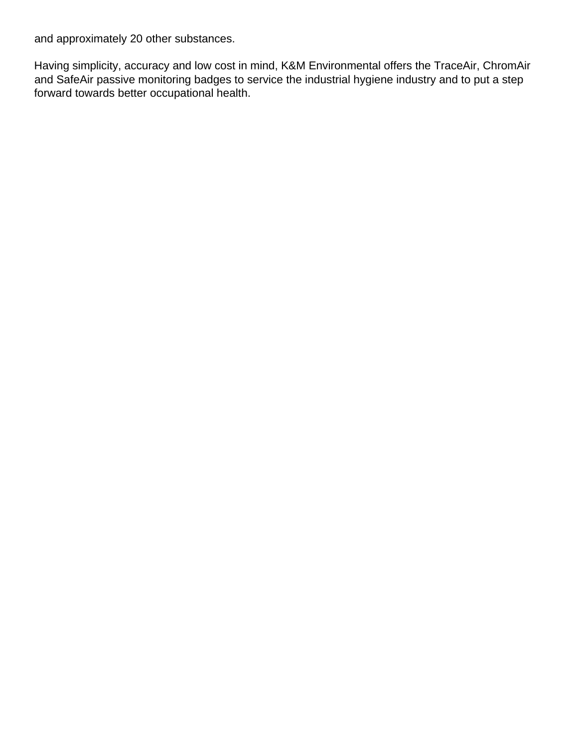and approximately 20 other substances.

Having simplicity, accuracy and low cost in mind, K&M Environmental offers the TraceAir, ChromAir and SafeAir passive monitoring badges to service the industrial hygiene industry and to put a step forward towards better occupational health.